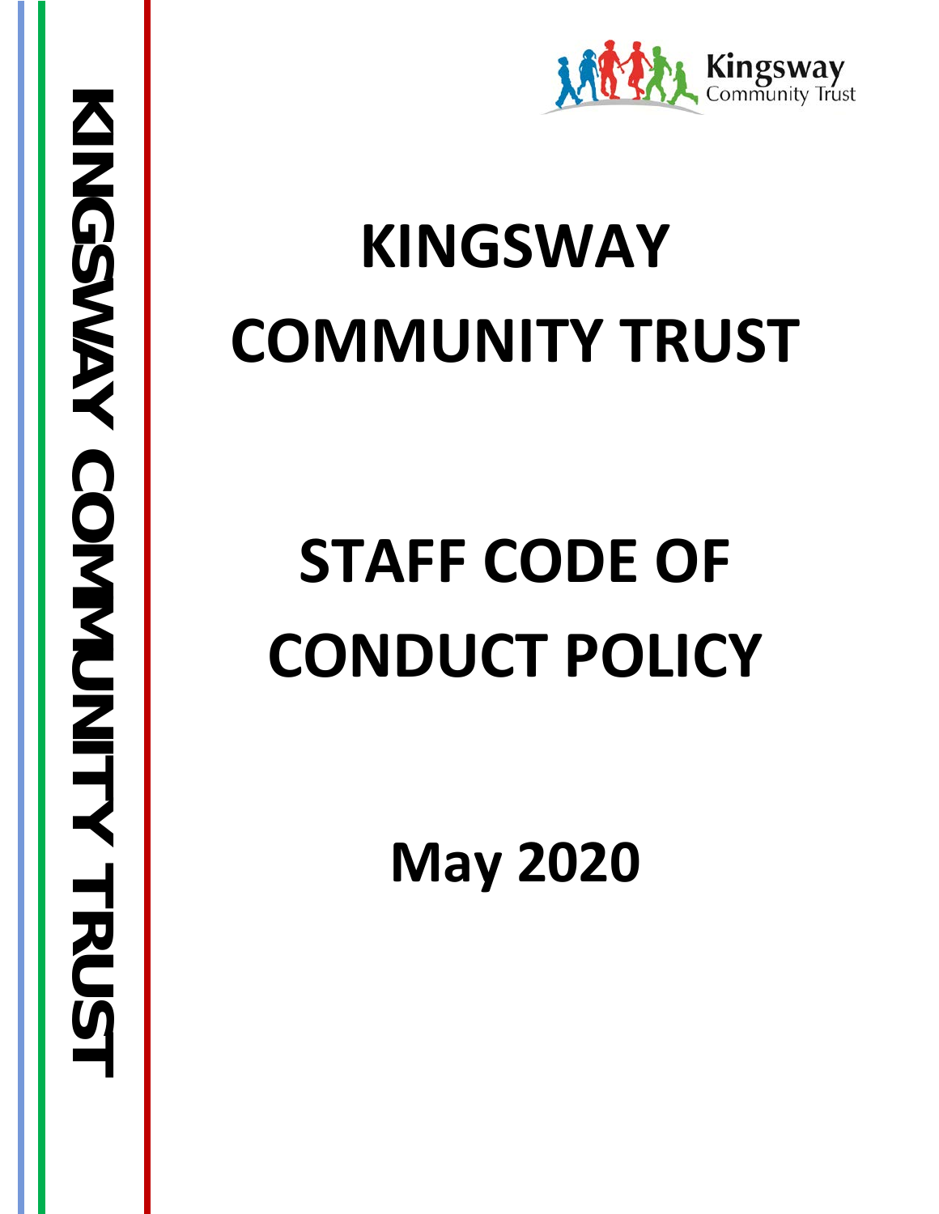# KINGSWAY COMMUNITY TRUST

# STAFF CODE OF CONDUCT POLICY

## May 2020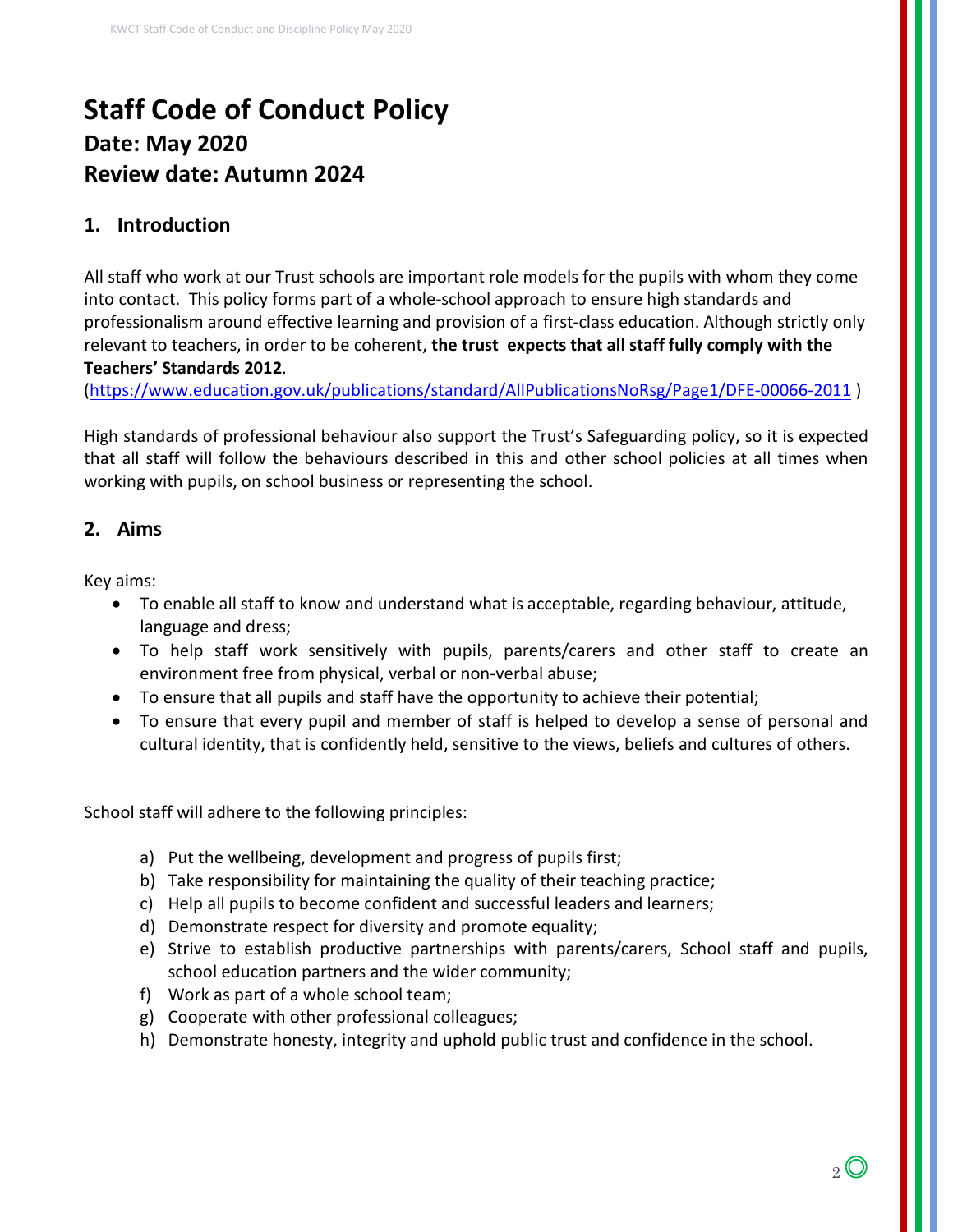# Staff Code of Conduct Policy

## Date: May 2020

## Review date: Autumn 2024

## 1. Introduction

All staff who work at our Trust schools are important role models for the pupils with whom they come into contact. This policy forms part of a whole-school approach to ensure high standards and professionalism around effective learning and provision of a first-class education. Although strictly only relevant to teachers, in order to be coherent, **the trust expects that all staff fully comply with the Teachers' Standards 2012**.
(https://www.education.gov.uk/publications/standard/AllPublicationsNoRsg/Page1/DFE-00066-2011 )

High standards of professional behaviour also support the Trust's Safeguarding policy, so it is expected that all staff will follow the behaviours described in this and other school policies at all times when working with pupils, on school business or representing the school.

## 2. Aims

Key aims:

- To enable all staff to know and understand what is acceptable, regarding behaviour, attitude, language and dress;
- To help staff work sensitively with pupils, parents/carers and other staff to create an environment free from physical, verbal or non-verbal abuse;
- To ensure that all pupils and staff have the opportunity to achieve their potential;
- To ensure that every pupil and member of staff is helped to develop a sense of personal and cultural identity, that is confidently held, sensitive to the views, beliefs and cultures of others.

School staff will adhere to the following principles:

a) Put the wellbeing, development and progress of pupils first;
b) Take responsibility for maintaining the quality of their teaching practice;
c) Help all pupils to become confident and successful leaders and learners;
d) Demonstrate respect for diversity and promote equality;
e) Strive to establish productive partnerships with parents/carers, School staff and pupils, school education partners and the wider community;
f) Work as part of a whole school team;
g) Cooperate with other professional colleagues;
h) Demonstrate honesty, integrity and uphold public trust and confidence in the school.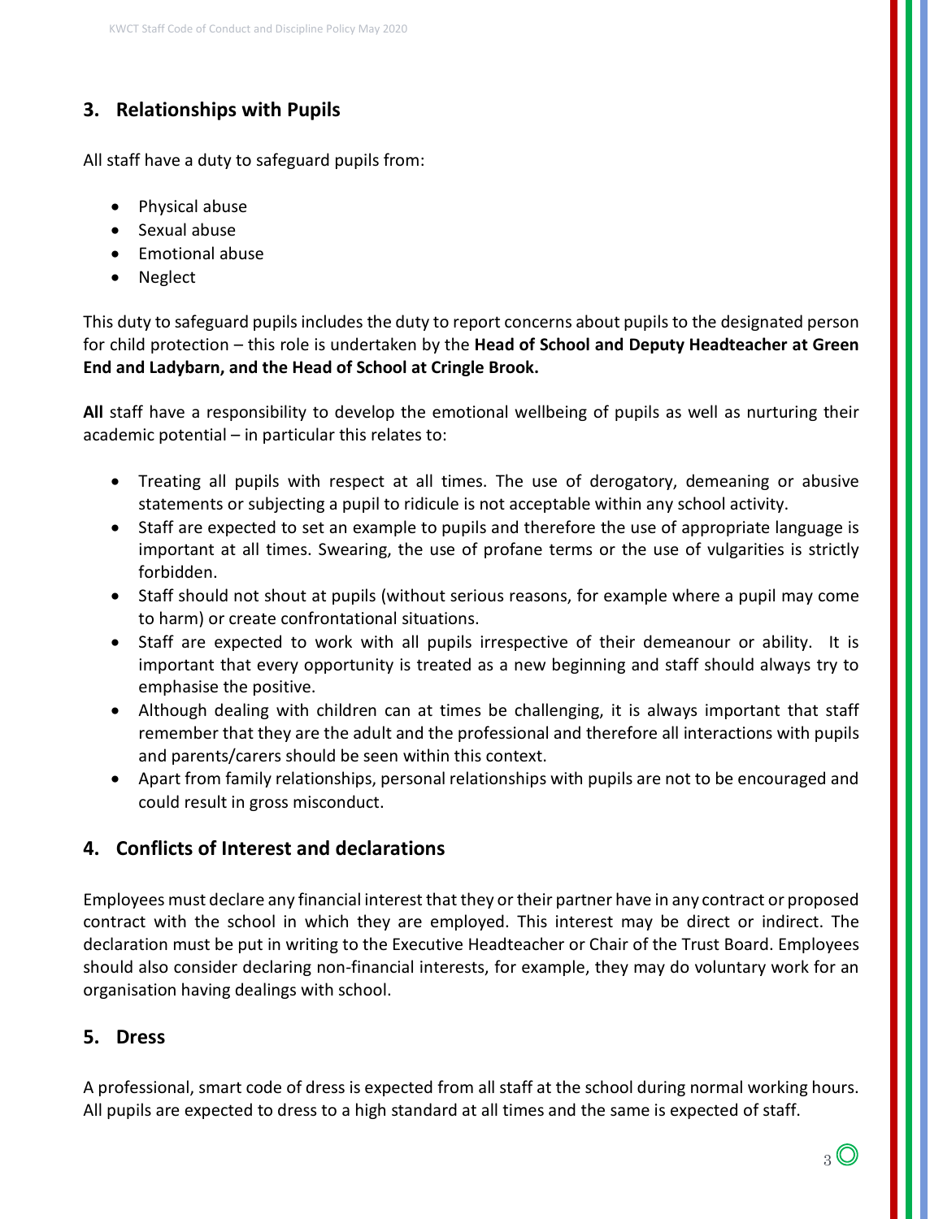## 3. Relationships with Pupils

All staff have a duty to safeguard pupils from:

- Physical abuse
- Sexual abuse
- Emotional abuse
- Neglect

This duty to safeguard pupils includes the duty to report concerns about pupils to the designated person for child protection – this role is undertaken by the **Head of School and Deputy Headteacher at Green End and Ladybarn, and the Head of School at Cringle Brook.**

**All** staff have a responsibility to develop the emotional wellbeing of pupils as well as nurturing their academic potential – in particular this relates to:

- Treating all pupils with respect at all times. The use of derogatory, demeaning or abusive statements or subjecting a pupil to ridicule is not acceptable within any school activity.
- Staff are expected to set an example to pupils and therefore the use of appropriate language is important at all times. Swearing, the use of profane terms or the use of vulgarities is strictly forbidden.
- Staff should not shout at pupils (without serious reasons, for example where a pupil may come to harm) or create confrontational situations.
- Staff are expected to work with all pupils irrespective of their demeanour or ability. It is important that every opportunity is treated as a new beginning and staff should always try to emphasise the positive.
- Although dealing with children can at times be challenging, it is always important that staff remember that they are the adult and the professional and therefore all interactions with pupils and parents/carers should be seen within this context.
- Apart from family relationships, personal relationships with pupils are not to be encouraged and could result in gross misconduct.

## 4. Conflicts of Interest and declarations

Employees must declare any financial interest that they or their partner have in any contract or proposed contract with the school in which they are employed. This interest may be direct or indirect. The declaration must be put in writing to the Executive Headteacher or Chair of the Trust Board. Employees should also consider declaring non-financial interests, for example, they may do voluntary work for an organisation having dealings with school.

## 5. Dress

A professional, smart code of dress is expected from all staff at the school during normal working hours. All pupils are expected to dress to a high standard at all times and the same is expected of staff.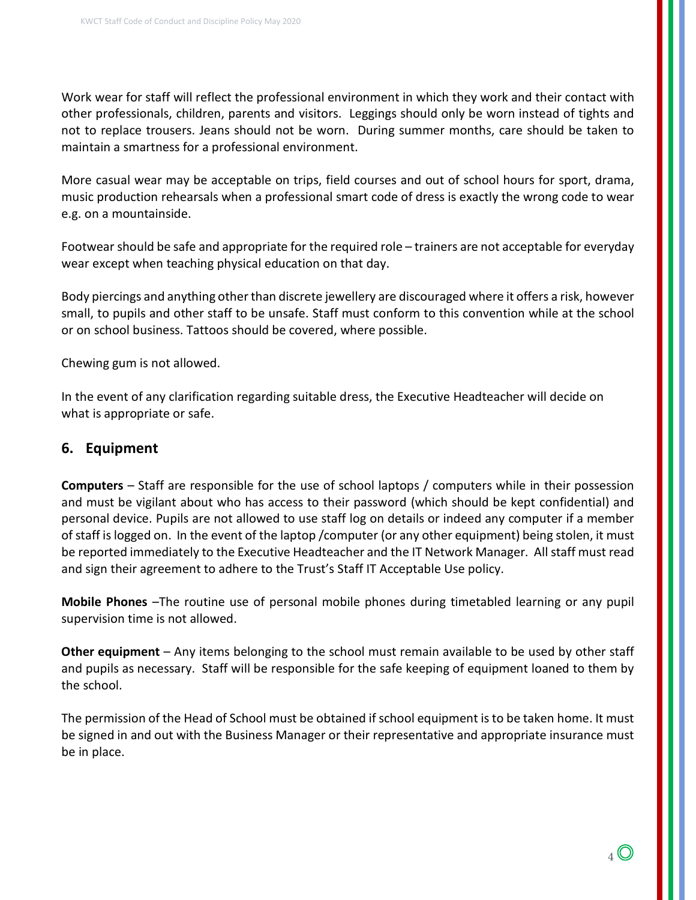Work wear for staff will reflect the professional environment in which they work and their contact with other professionals, children, parents and visitors. Leggings should only be worn instead of tights and not to replace trousers. Jeans should not be worn. During summer months, care should be taken to maintain a smartness for a professional environment.

More casual wear may be acceptable on trips, field courses and out of school hours for sport, drama, music production rehearsals when a professional smart code of dress is exactly the wrong code to wear e.g. on a mountainside.

Footwear should be safe and appropriate for the required role – trainers are not acceptable for everyday wear except when teaching physical education on that day.

Body piercings and anything other than discrete jewellery are discouraged where it offers a risk, however small, to pupils and other staff to be unsafe. Staff must conform to this convention while at the school or on school business. Tattoos should be covered, where possible.

Chewing gum is not allowed.

In the event of any clarification regarding suitable dress, the Executive Headteacher will decide on what is appropriate or safe.

## 6. Equipment

**Computers** – Staff are responsible for the use of school laptops / computers while in their possession and must be vigilant about who has access to their password (which should be kept confidential) and personal device. Pupils are not allowed to use staff log on details or indeed any computer if a member of staff is logged on. In the event of the laptop /computer (or any other equipment) being stolen, it must be reported immediately to the Executive Headteacher and the IT Network Manager. All staff must read and sign their agreement to adhere to the Trust's Staff IT Acceptable Use policy.

**Mobile Phones** –The routine use of personal mobile phones during timetabled learning or any pupil supervision time is not allowed.

**Other equipment** – Any items belonging to the school must remain available to be used by other staff and pupils as necessary. Staff will be responsible for the safe keeping of equipment loaned to them by the school.

The permission of the Head of School must be obtained if school equipment is to be taken home. It must be signed in and out with the Business Manager or their representative and appropriate insurance must be in place.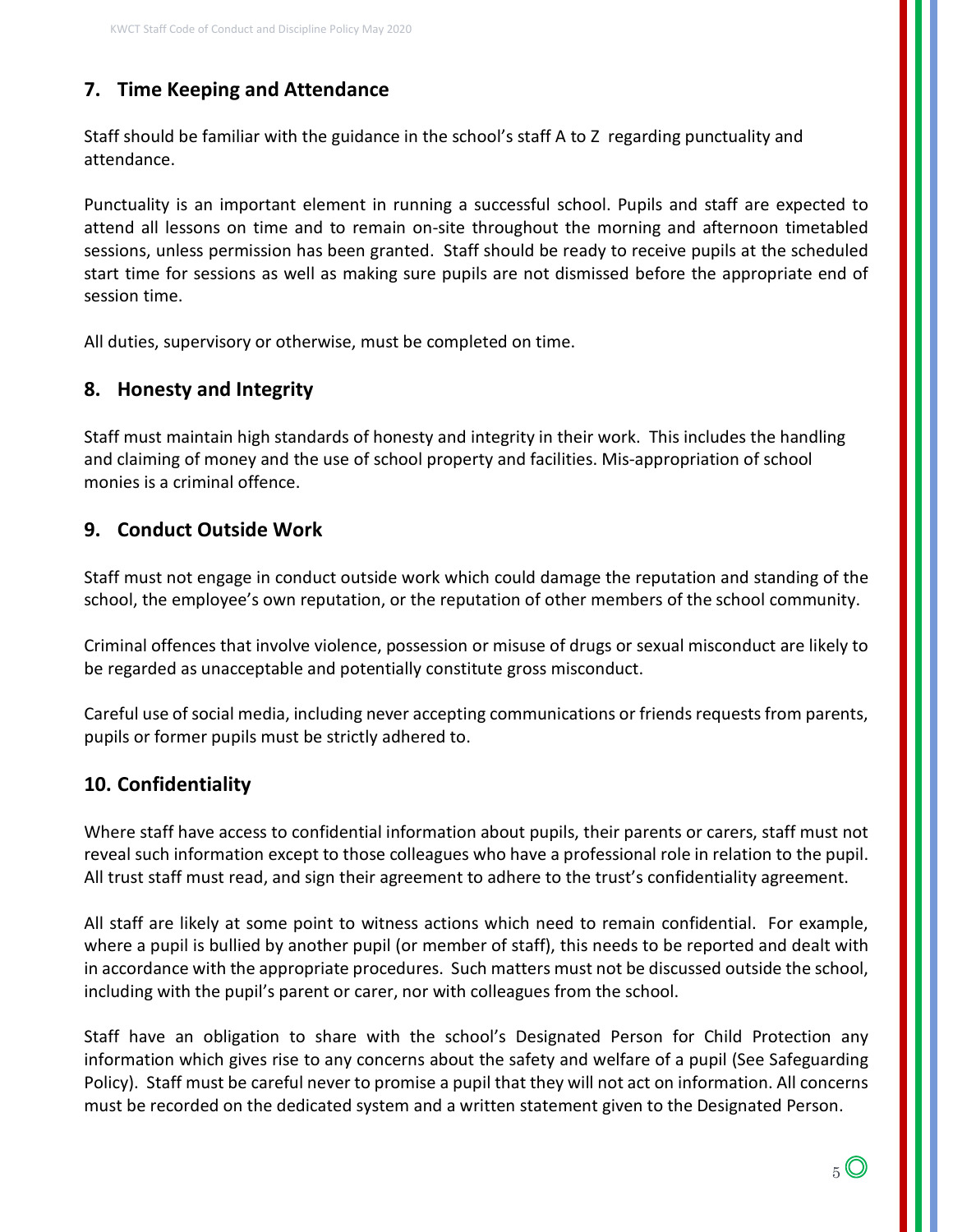## 7. Time Keeping and Attendance

Staff should be familiar with the guidance in the school's staff A to Z regarding punctuality and attendance.

Punctuality is an important element in running a successful school. Pupils and staff are expected to attend all lessons on time and to remain on-site throughout the morning and afternoon timetabled sessions, unless permission has been granted. Staff should be ready to receive pupils at the scheduled start time for sessions as well as making sure pupils are not dismissed before the appropriate end of session time.

All duties, supervisory or otherwise, must be completed on time.

## 8. Honesty and Integrity

Staff must maintain high standards of honesty and integrity in their work. This includes the handling and claiming of money and the use of school property and facilities. Mis-appropriation of school monies is a criminal offence.

## 9. Conduct Outside Work

Staff must not engage in conduct outside work which could damage the reputation and standing of the school, the employee's own reputation, or the reputation of other members of the school community.

Criminal offences that involve violence, possession or misuse of drugs or sexual misconduct are likely to be regarded as unacceptable and potentially constitute gross misconduct.

Careful use of social media, including never accepting communications or friends requests from parents, pupils or former pupils must be strictly adhered to.

## 10. Confidentiality

Where staff have access to confidential information about pupils, their parents or carers, staff must not reveal such information except to those colleagues who have a professional role in relation to the pupil. All trust staff must read, and sign their agreement to adhere to the trust's confidentiality agreement.

All staff are likely at some point to witness actions which need to remain confidential. For example, where a pupil is bullied by another pupil (or member of staff), this needs to be reported and dealt with in accordance with the appropriate procedures. Such matters must not be discussed outside the school, including with the pupil's parent or carer, nor with colleagues from the school.

Staff have an obligation to share with the school's Designated Person for Child Protection any information which gives rise to any concerns about the safety and welfare of a pupil (See Safeguarding Policy). Staff must be careful never to promise a pupil that they will not act on information. All concerns must be recorded on the dedicated system and a written statement given to the Designated Person.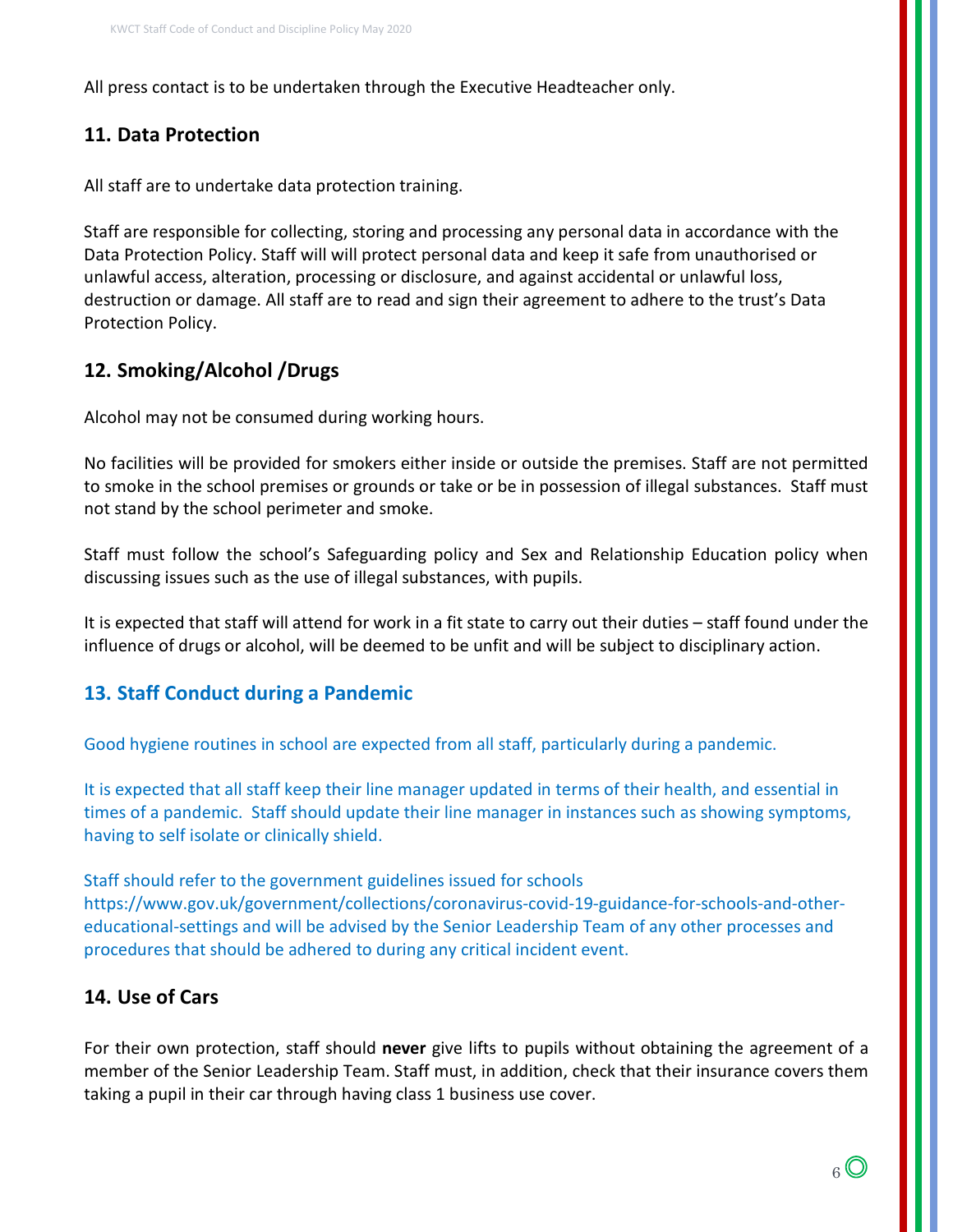All press contact is to be undertaken through the Executive Headteacher only.

## 11. Data Protection

All staff are to undertake data protection training.

Staff are responsible for collecting, storing and processing any personal data in accordance with the Data Protection Policy. Staff will will protect personal data and keep it safe from unauthorised or unlawful access, alteration, processing or disclosure, and against accidental or unlawful loss, destruction or damage. All staff are to read and sign their agreement to adhere to the trust's Data Protection Policy.

## 12. Smoking/Alcohol /Drugs

Alcohol may not be consumed during working hours.

No facilities will be provided for smokers either inside or outside the premises. Staff are not permitted to smoke in the school premises or grounds or take or be in possession of illegal substances. Staff must not stand by the school perimeter and smoke.

Staff must follow the school's Safeguarding policy and Sex and Relationship Education policy when discussing issues such as the use of illegal substances, with pupils.

It is expected that staff will attend for work in a fit state to carry out their duties – staff found under the influence of drugs or alcohol, will be deemed to be unfit and will be subject to disciplinary action.

## 13. Staff Conduct during a Pandemic

Good hygiene routines in school are expected from all staff, particularly during a pandemic.

It is expected that all staff keep their line manager updated in terms of their health, and essential in times of a pandemic. Staff should update their line manager in instances such as showing symptoms, having to self isolate or clinically shield.

Staff should refer to the government guidelines issued for schools https://www.gov.uk/government/collections/coronavirus-covid-19-guidance-for-schools-and-other-educational-settings and will be advised by the Senior Leadership Team of any other processes and procedures that should be adhered to during any critical incident event.

## 14. Use of Cars

For their own protection, staff should **never** give lifts to pupils without obtaining the agreement of a member of the Senior Leadership Team. Staff must, in addition, check that their insurance covers them taking a pupil in their car through having class 1 business use cover.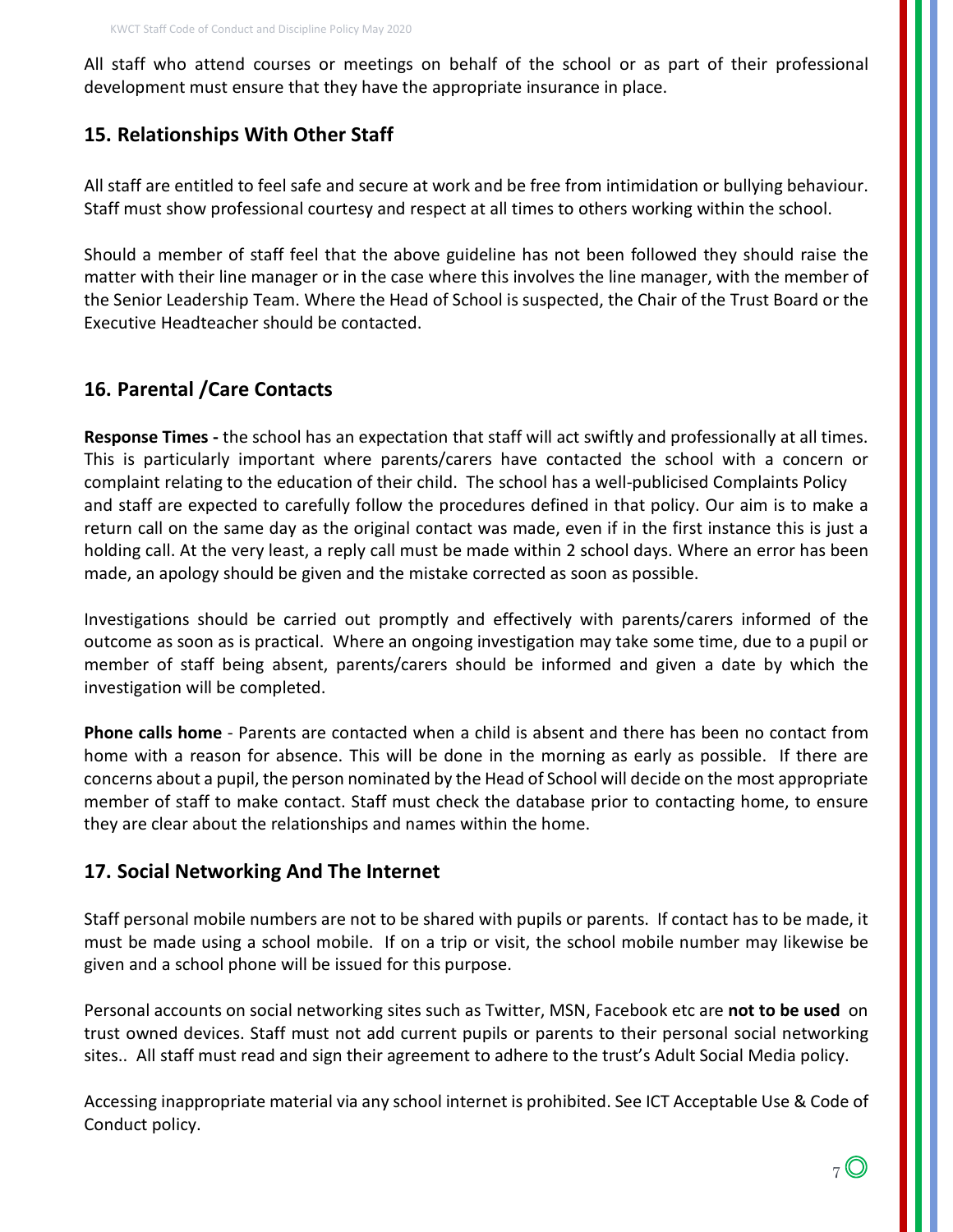All staff who attend courses or meetings on behalf of the school or as part of their professional development must ensure that they have the appropriate insurance in place.

## 15. Relationships With Other Staff

All staff are entitled to feel safe and secure at work and be free from intimidation or bullying behaviour. Staff must show professional courtesy and respect at all times to others working within the school.

Should a member of staff feel that the above guideline has not been followed they should raise the matter with their line manager or in the case where this involves the line manager, with the member of the Senior Leadership Team. Where the Head of School is suspected, the Chair of the Trust Board or the Executive Headteacher should be contacted.

## 16. Parental /Care Contacts

**Response Times -** the school has an expectation that staff will act swiftly and professionally at all times. This is particularly important where parents/carers have contacted the school with a concern or complaint relating to the education of their child. The school has a well-publicised Complaints Policy and staff are expected to carefully follow the procedures defined in that policy. Our aim is to make a return call on the same day as the original contact was made, even if in the first instance this is just a holding call. At the very least, a reply call must be made within 2 school days. Where an error has been made, an apology should be given and the mistake corrected as soon as possible.

Investigations should be carried out promptly and effectively with parents/carers informed of the outcome as soon as is practical. Where an ongoing investigation may take some time, due to a pupil or member of staff being absent, parents/carers should be informed and given a date by which the investigation will be completed.

**Phone calls home** - Parents are contacted when a child is absent and there has been no contact from home with a reason for absence. This will be done in the morning as early as possible. If there are concerns about a pupil, the person nominated by the Head of School will decide on the most appropriate member of staff to make contact. Staff must check the database prior to contacting home, to ensure they are clear about the relationships and names within the home.

## 17. Social Networking And The Internet

Staff personal mobile numbers are not to be shared with pupils or parents. If contact has to be made, it must be made using a school mobile. If on a trip or visit, the school mobile number may likewise be given and a school phone will be issued for this purpose.

Personal accounts on social networking sites such as Twitter, MSN, Facebook etc are **not to be used** on trust owned devices. Staff must not add current pupils or parents to their personal social networking sites.. All staff must read and sign their agreement to adhere to the trust's Adult Social Media policy.

Accessing inappropriate material via any school internet is prohibited. See ICT Acceptable Use & Code of Conduct policy.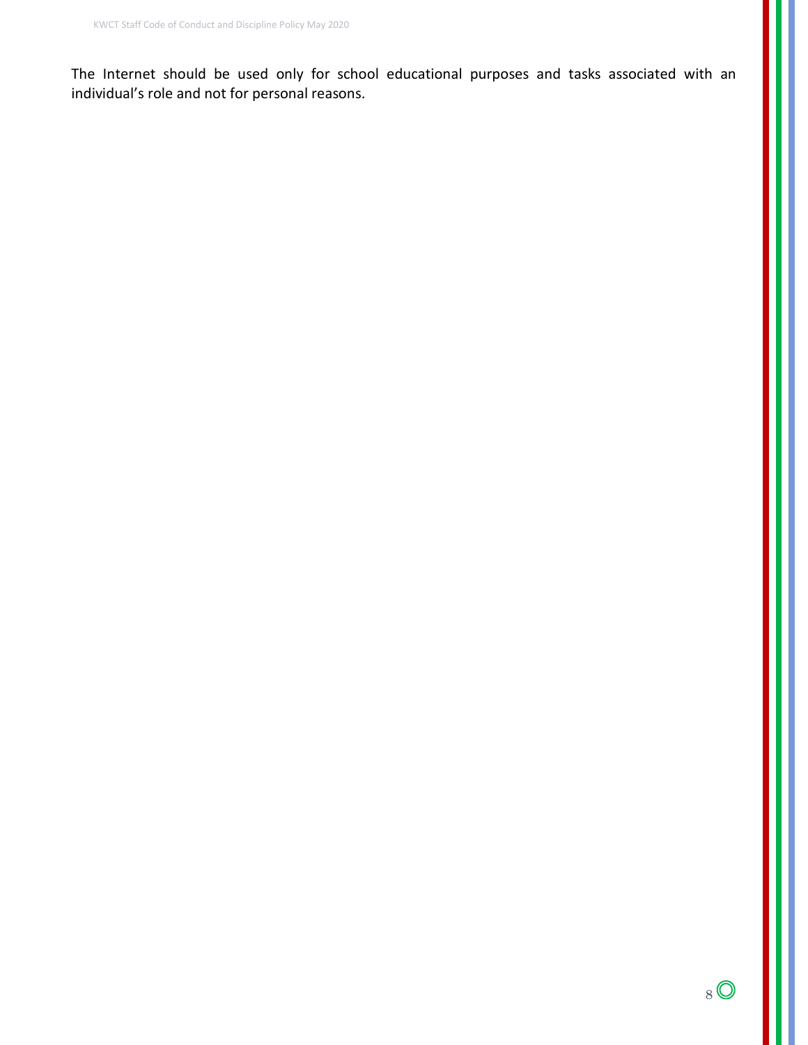The Internet should be used only for school educational purposes and tasks associated with an individual's role and not for personal reasons.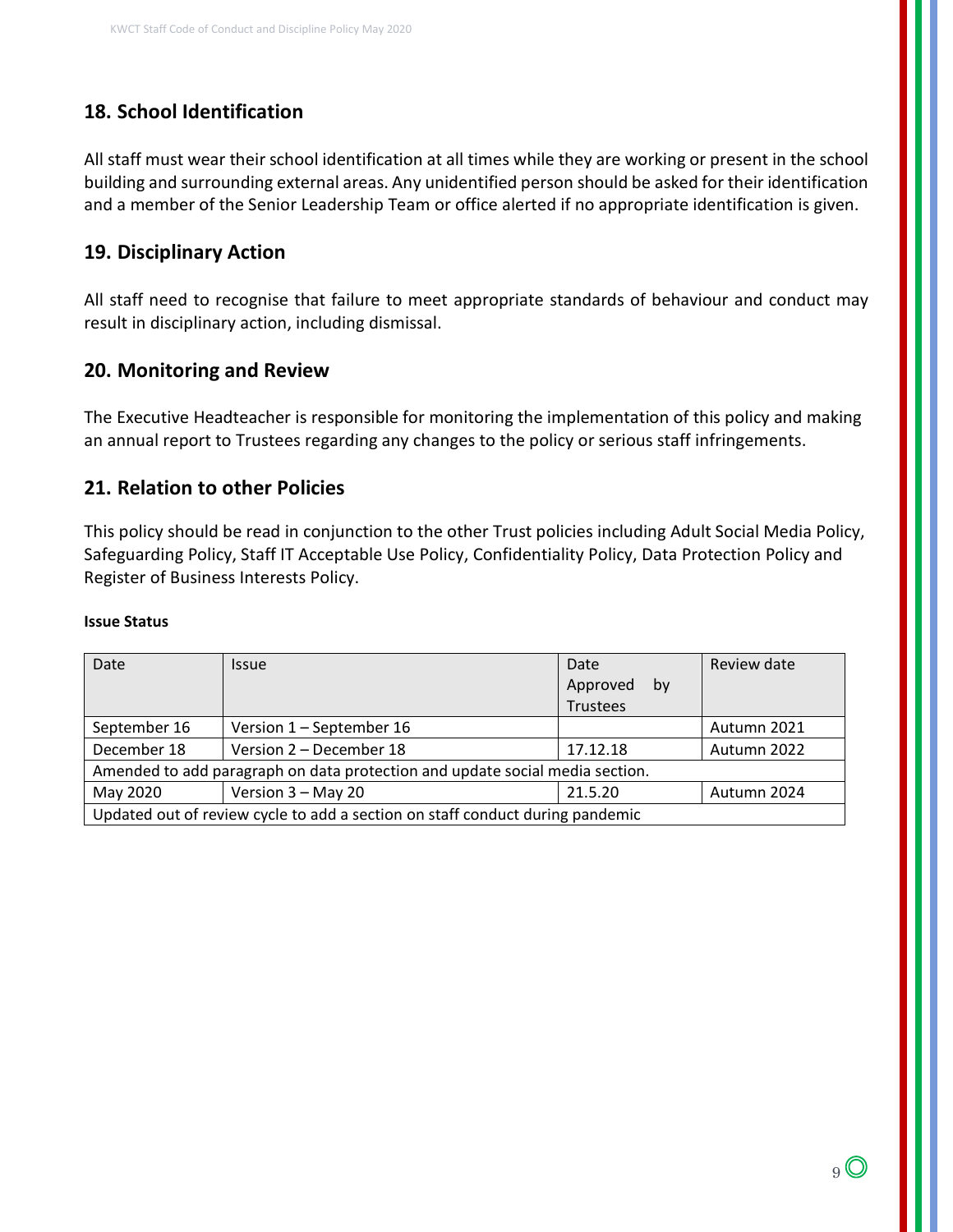## 18. School Identification

All staff must wear their school identification at all times while they are working or present in the school building and surrounding external areas. Any unidentified person should be asked for their identification and a member of the Senior Leadership Team or office alerted if no appropriate identification is given.

## 19. Disciplinary Action

All staff need to recognise that failure to meet appropriate standards of behaviour and conduct may result in disciplinary action, including dismissal.

## 20. Monitoring and Review

The Executive Headteacher is responsible for monitoring the implementation of this policy and making an annual report to Trustees regarding any changes to the policy or serious staff infringements.

## 21. Relation to other Policies

This policy should be read in conjunction to the other Trust policies including Adult Social Media Policy, Safeguarding Policy, Staff IT Acceptable Use Policy, Confidentiality Policy, Data Protection Policy and Register of Business Interests Policy.

**Issue Status**

| Date | Issue | Date Approved by Trustees | Review date |
|---|---|---|---|
| September 16 | Version 1 – September 16 | | Autumn 2021 |
| December 18 | Version 2 – December 18 | 17.12.18 | Autumn 2022 |
| Amended to add paragraph on data protection and update social media section. | | | |
| May 2020 | Version 3 – May 20 | 21.5.20 | Autumn 2024 |
| Updated out of review cycle to add a section on staff conduct during pandemic | | | |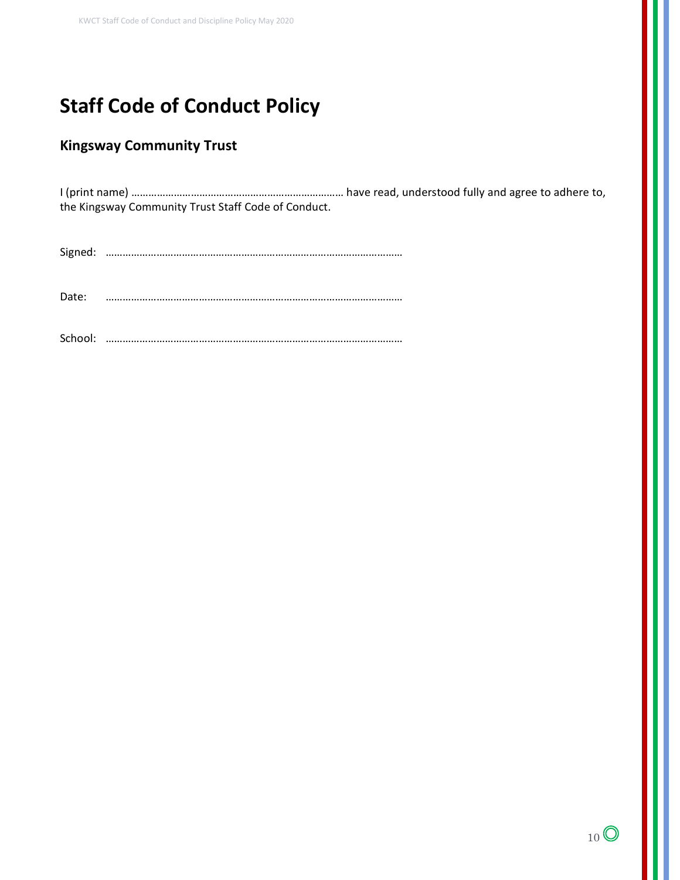# Staff Code of Conduct Policy

## Kingsway Community Trust

I (print name) …………………………………………………………………… have read, understood fully and agree to adhere to, the Kingsway Community Trust Staff Code of Conduct.

Signed: ……………………………………………………………………………………………

Date: ……………………………………………………………………………………………

School: ……………………………………………………………………………………………